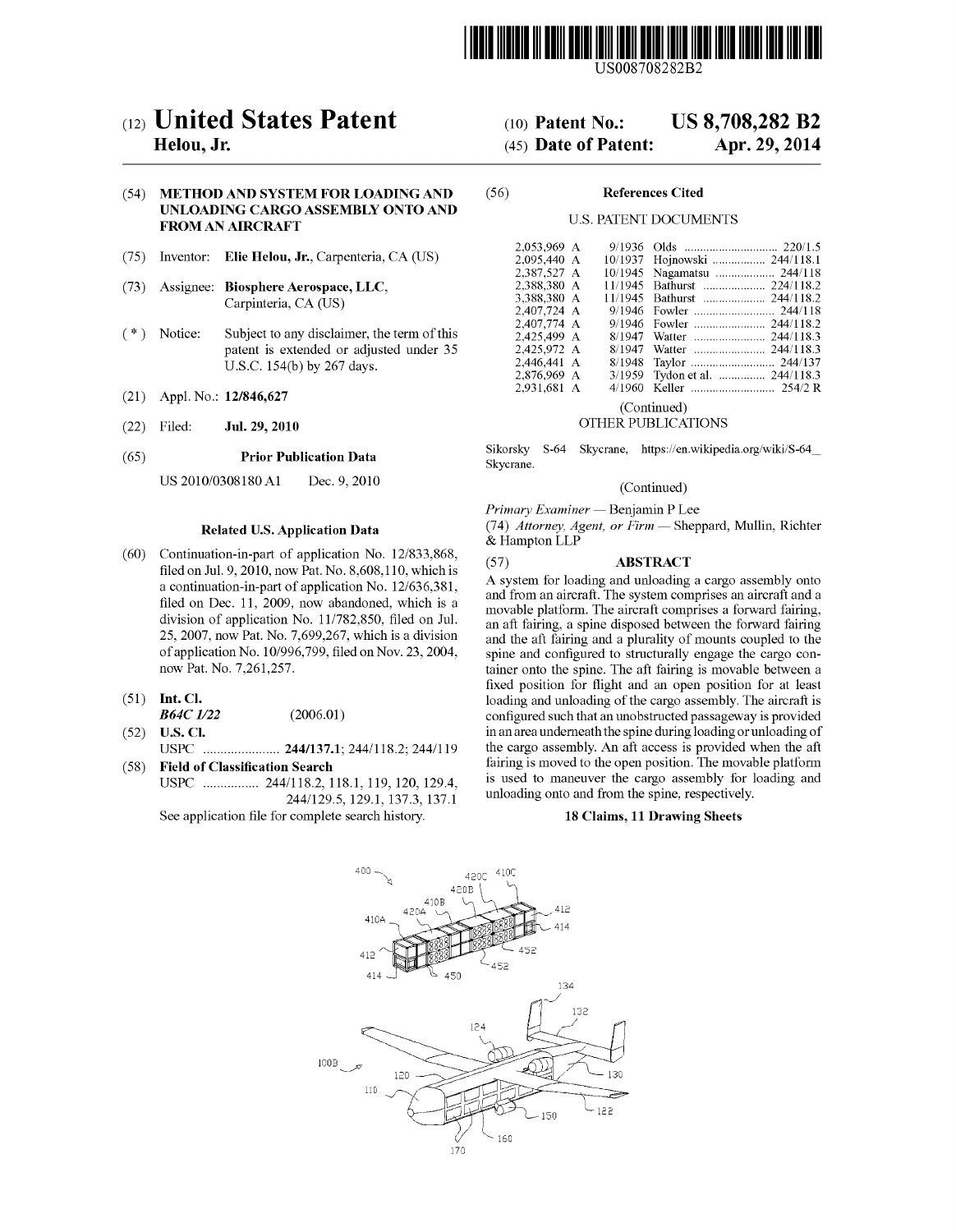US008708282B2

# (12) United States Patent
**Helou, Jr.**

(10) **Patent No.: US 8,708,282 B2**

(45) **Date of Patent: Apr. 29, 2014**

## (54) METHOD AND SYSTEM FOR LOADING AND UNLOADING CARGO ASSEMBLY ONTO AND FROM AN AIRCRAFT

(75) Inventor: **Elie Helou, Jr.**, Carpenteria, CA (US)

(73) Assignee: **Biosphere Aerospace, LLC**, Carpinteria, CA (US)

( * ) Notice: Subject to any disclaimer, the term of this patent is extended or adjusted under 35 U.S.C. 154(b) by 267 days.

(21) Appl. No.: **12/846,627**

(22) Filed: **Jul. 29, 2010**

(65) **Prior Publication Data**

US 2010/0308180 A1 Dec. 9, 2010

**Related U.S. Application Data**

(60) Continuation-in-part of application No. 12/833,868, filed on Jul. 9, 2010, now Pat. No. 8,608,110, which is a continuation-in-part of application No. 12/636,381, filed on Dec. 11, 2009, now abandoned, which is a division of application No. 11/782,850, filed on Jul. 25, 2007, now Pat. No. 7,699,267, which is a division of application No. 10/996,799, filed on Nov. 23, 2004, now Pat. No. 7,261,257.

(51) **Int. Cl.**
*B64C 1/22* (2006.01)

(52) **U.S. Cl.**
USPC ...................... **244/137.1**; 244/118.2; 244/119

(58) **Field of Classification Search**
USPC ................ 244/118.2, 118.1, 119, 120, 129.4, 244/129.5, 129.1, 137.3, 137.1
See application file for complete search history.

(56) **References Cited**

U.S. PATENT DOCUMENTS

| | | | |
|---|---|---|---|
| 2,053,969 A | 9/1936 | Olds | 220/1.5 |
| 2,095,440 A | 10/1937 | Hojnowski | 244/118.1 |
| 2,387,527 A | 10/1945 | Nagamatsu | 244/118 |
| 2,388,380 A | 11/1945 | Bathurst | 224/118.2 |
| 3,388,380 A | 11/1945 | Bathurst | 244/118.2 |
| 2,407,724 A | 9/1946 | Fowler | 244/118 |
| 2,407,774 A | 9/1946 | Fowler | 244/118.2 |
| 2,425,499 A | 8/1947 | Watter | 244/118.3 |
| 2,425,972 A | 8/1947 | Watter | 244/118.3 |
| 2,446,441 A | 8/1948 | Taylor | 244/137 |
| 2,876,969 A | 3/1959 | Tydon et al. | 244/118.3 |
| 2,931,681 A | 4/1960 | Keller | 254/2 R |

(Continued)

OTHER PUBLICATIONS

Sikorsky S-64 Skycrane, https://en.wikipedia.org/wiki/S-64_Skycrane.

(Continued)

*Primary Examiner* — Benjamin P Lee
(74) *Attorney, Agent, or Firm* — Sheppard, Mullin, Richter & Hampton LLP

(57) **ABSTRACT**

A system for loading and unloading a cargo assembly onto and from an aircraft. The system comprises an aircraft and a movable platform. The aircraft comprises a forward fairing, an aft fairing, a spine disposed between the forward fairing and the aft fairing and a plurality of mounts coupled to the spine and configured to structurally engage the cargo container onto the spine. The aft fairing is movable between a fixed position for flight and an open position for at least loading and unloading of the cargo assembly. The aircraft is configured such that an unobstructed passageway is provided in an area underneath the spine during loading or unloading of the cargo assembly. An aft access is provided when the aft fairing is moved to the open position. The movable platform is used to maneuver the cargo assembly for loading and unloading onto and from the spine, respectively.

**18 Claims, 11 Drawing Sheets**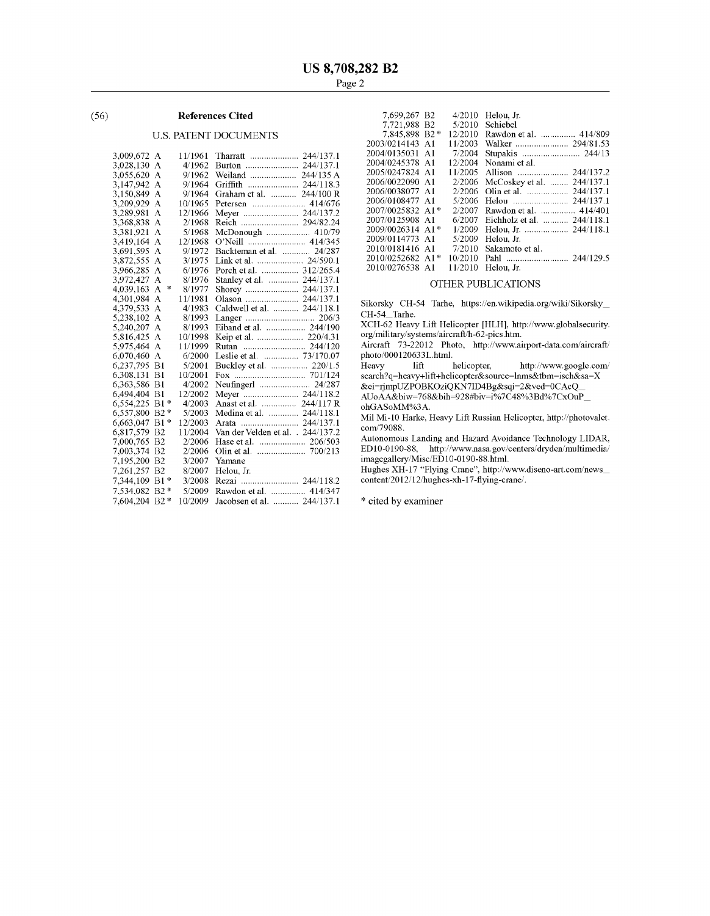## (56) References Cited

### U.S. PATENT DOCUMENTS

| | | | |
|---|---|---|---|
| 3,009,672 A | 11/1961 | Tharratt | 244/137.1 |
| 3,028,130 A | 4/1962 | Burton | 244/137.1 |
| 3,055,620 A | 9/1962 | Weiland | 244/135 A |
| 3,147,942 A | 9/1964 | Griffith | 244/118.3 |
| 3,150,849 A | 9/1964 | Graham et al. | 244/100 R |
| 3,209,929 A | 10/1965 | Petersen | 414/676 |
| 3,289,981 A | 12/1966 | Meyer | 244/137.2 |
| 3,368,838 A | 2/1968 | Reich | 294/82.24 |
| 3,381,921 A | 5/1968 | McDonough | 410/79 |
| 3,419,164 A | 12/1968 | O'Neill | 414/345 |
| 3,691,595 A | 9/1972 | Backteman et al. | 24/287 |
| 3,872,555 A | 3/1975 | Link et al. | 24/590.1 |
| 3,966,285 A | 6/1976 | Porch et al. | 312/265.4 |
| 3,972,427 A | 8/1976 | Stanley et al. | 244/137.1 |
| 4,039,163 A * | 8/1977 | Shorey | 244/137.1 |
| 4,301,984 A | 11/1981 | Olason | 244/137.1 |
| 4,379,533 A | 4/1983 | Caldwell et al. | 244/118.1 |
| 5,238,102 A | 8/1993 | Langer | 206/3 |
| 5,240,207 A | 8/1993 | Eiband et al. | 244/190 |
| 5,816,425 A | 10/1998 | Keip et al. | 220/4.31 |
| 5,975,464 A | 11/1999 | Rutan | 244/120 |
| 6,070,460 A | 6/2000 | Leslie et al. | 73/170.07 |
| 6,237,795 B1 | 5/2001 | Buckley et al. | 220/1.5 |
| 6,308,131 B1 | 10/2001 | Fox | 701/124 |
| 6,363,586 B1 | 4/2002 | Neufingerl | 24/287 |
| 6,494,404 B1 | 12/2002 | Meyer | 244/118.2 |
| 6,554,225 B1 * | 4/2003 | Anast et al. | 244/117 R |
| 6,557,800 B2 * | 5/2003 | Medina et al. | 244/118.1 |
| 6,663,047 B1 * | 12/2003 | Arata | 244/137.1 |
| 6,817,579 B2 | 11/2004 | Van der Velden et al. | 244/137.2 |
| 7,000,765 B2 | 2/2006 | Hase et al. | 206/503 |
| 7,003,374 B2 | 2/2006 | Olin et al. | 700/213 |
| 7,195,200 B2 | 3/2007 | Yamane | |
| 7,261,257 B2 | 8/2007 | Helou, Jr. | |
| 7,344,109 B1 * | 3/2008 | Rezai | 244/118.2 |
| 7,534,082 B2 * | 5/2009 | Rawdon et al. | 414/347 |
| 7,604,204 B2 * | 10/2009 | Jacobsen et al. | 244/137.1 |
| 7,699,267 B2 | 4/2010 | Helou, Jr. | |
| 7,721,988 B2 | 5/2010 | Schiebel | |
| 7,845,898 B2 * | 12/2010 | Rawdon et al. | 414/809 |
| 2003/0214143 A1 | 11/2003 | Walker | 294/81.53 |
| 2004/0135031 A1 | 7/2004 | Stupakis | 244/13 |
| 2004/0245378 A1 | 12/2004 | Nonami et al. | |
| 2005/0247824 A1 | 11/2005 | Allison | 244/137.2 |
| 2006/0022090 A1 | 2/2006 | McCoskey et al. | 244/137.1 |
| 2006/0038077 A1 | 2/2006 | Olin et al. | 244/137.1 |
| 2006/0108477 A1 | 5/2006 | Helou | 244/137.1 |
| 2007/0025832 A1 * | 2/2007 | Rawdon et al. | 414/401 |
| 2007/0125908 A1 | 6/2007 | Eichholz et al. | 244/118.1 |
| 2009/0026314 A1 * | 1/2009 | Helou, Jr. | 244/118.1 |
| 2009/0114773 A1 | 5/2009 | Helou, Jr. | |
| 2010/0181416 A1 | 7/2010 | Sakamoto et al. | |
| 2010/0252682 A1 * | 10/2010 | Pahl | 244/129.5 |
| 2010/0276538 A1 | 11/2010 | Helou, Jr. | |

### OTHER PUBLICATIONS

Sikorsky CH-54 Tarhe, https://en.wikipedia.org/wiki/Sikorsky_CH-54_Tarhe.

XCH-62 Heavy Lift Helicopter [HLH], http://www.globalsecurity.org/military/systems/aircraft/h-62-pics.htm.

Aircraft 73-22012 Photo, http://www.airport-data.com/aircraft/photo/000120633L.html.

Heavy lift helicopter, http://www.google.com/search?q=heavy+lift+helicopter&source=lnms&tbm=isch&sa=X&ei=rjmpUZPOBKOziQKN7ID4Bg&sqi=2&ved=0CAcQ_AUoAA&biw=768&bih=928#biv=i%7C48%3Bd%7CxOuP_ohGASoMM%3A.

Mil Mi-10 Harke, Heavy Lift Russian Helicopter, http://photovalet.com/79088.

Autonomous Landing and Hazard Avoidance Technology LIDAR, ED10-0190-88, http://www.nasa.gov/centers/dryden/multimedia/imagegallery/Misc/ED10-0190-88.html.

Hughes XH-17 "Flying Crane", http://www.diseno-art.com/news_content/2012/12/hughes-xh-17-flying-crane/.

\* cited by examiner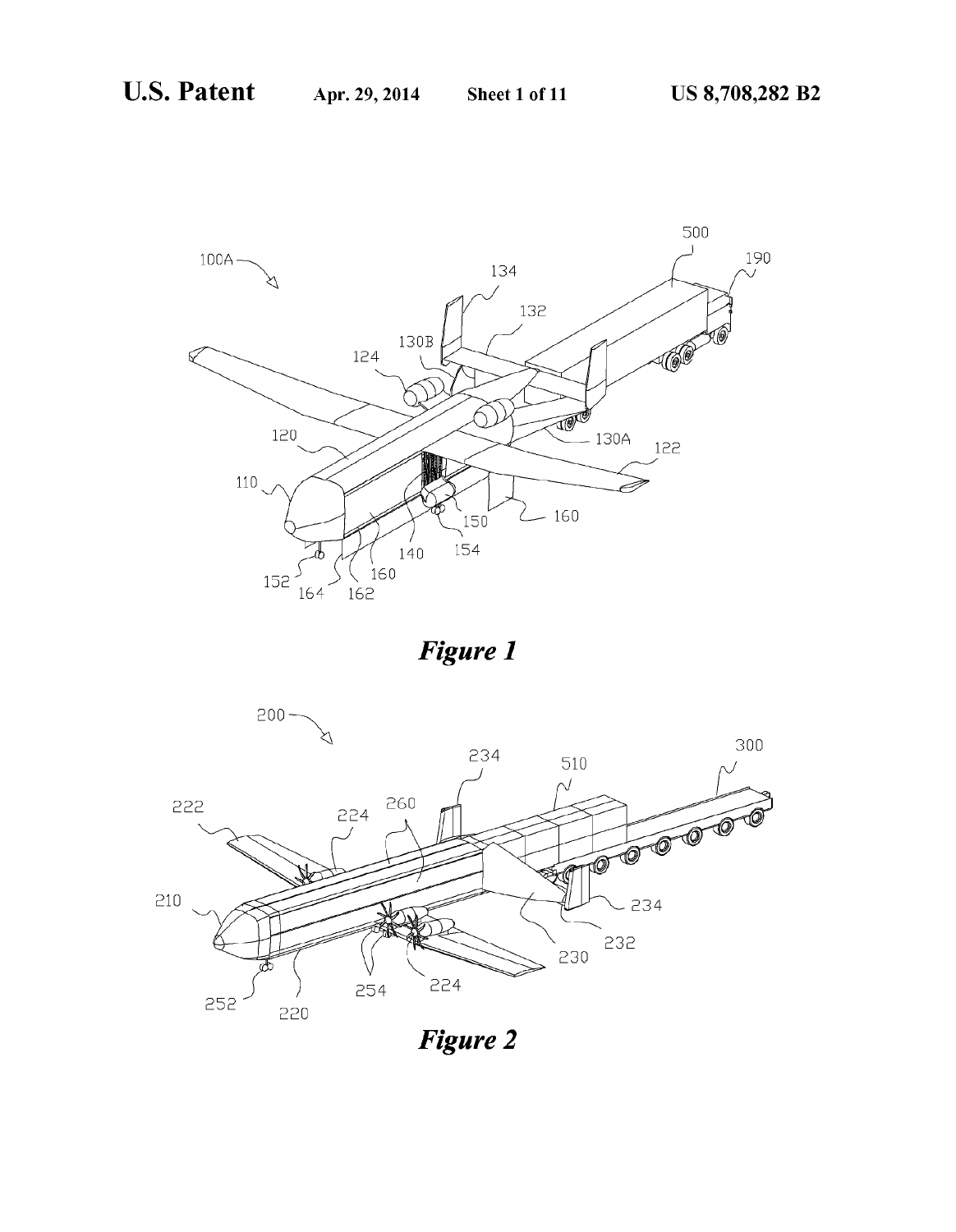*Figure 1*

*Figure 2*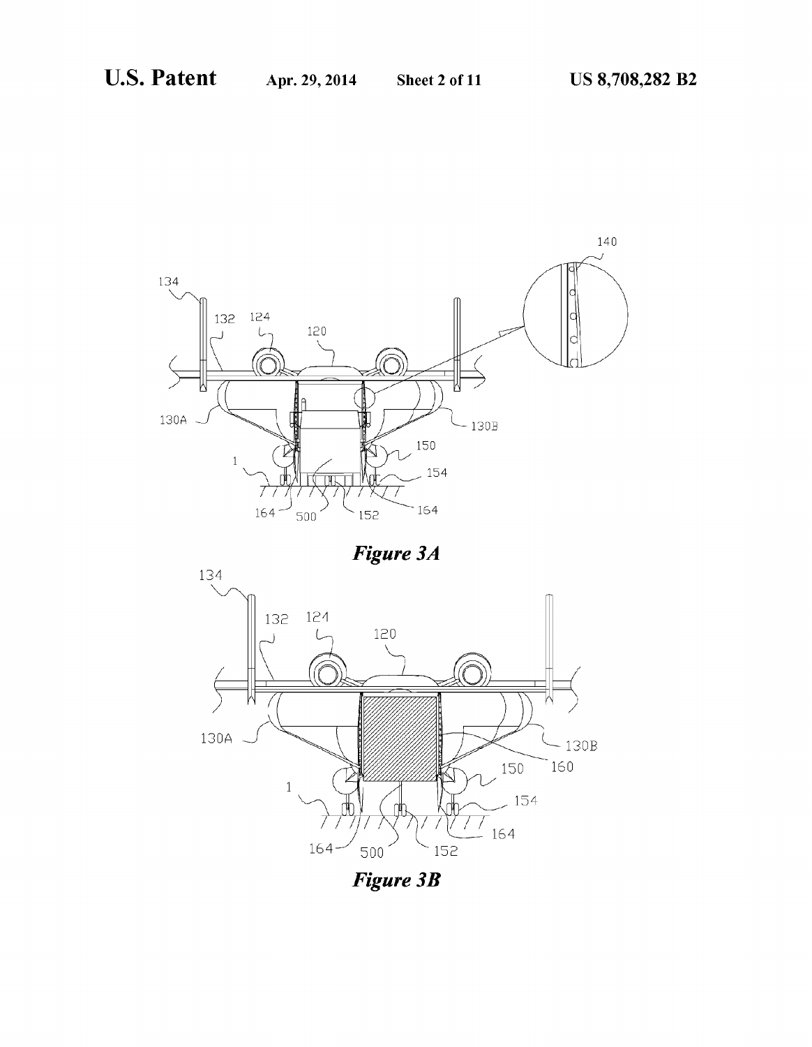*Figure 3A*

*Figure 3B*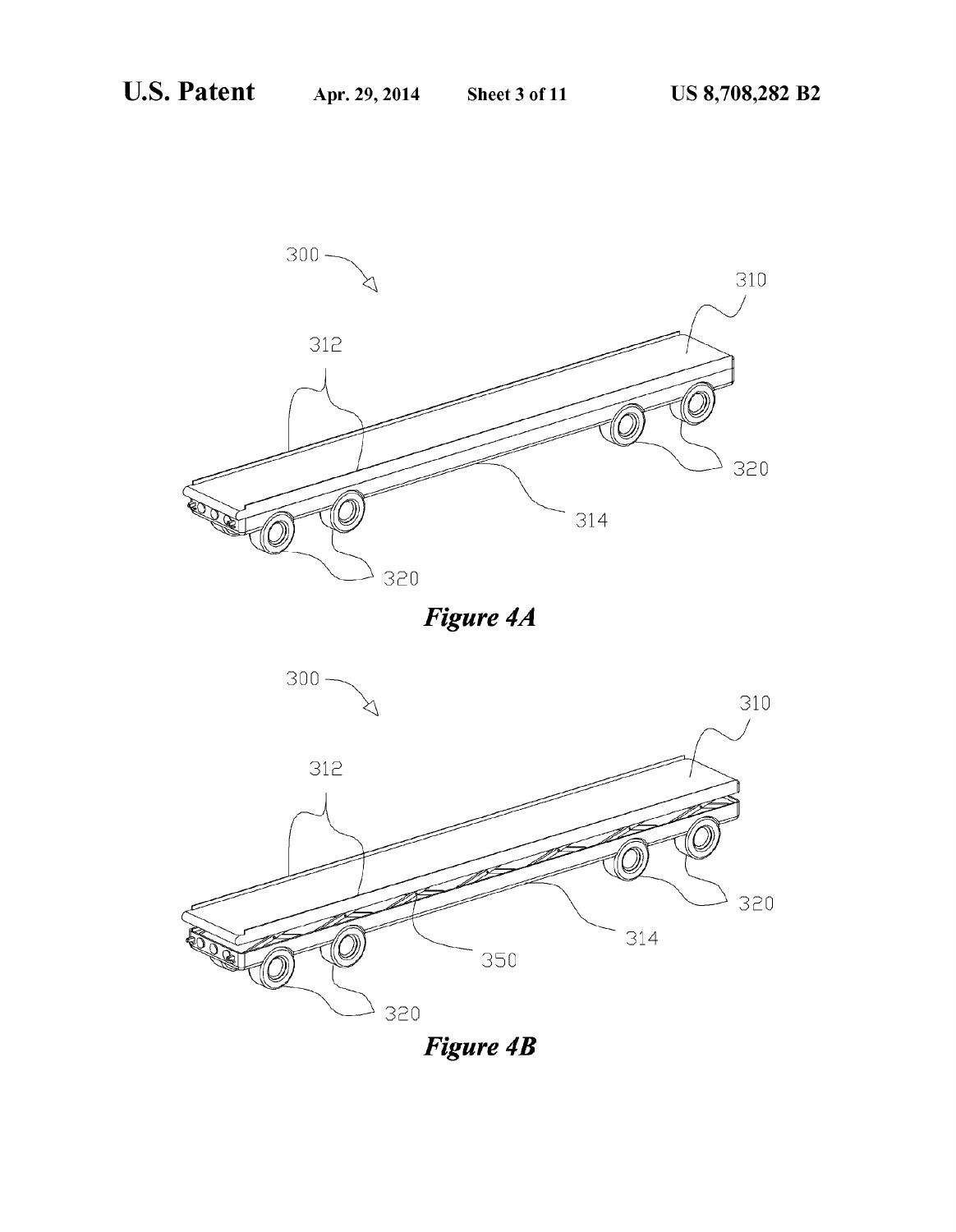*Figure 4A*

*Figure 4B*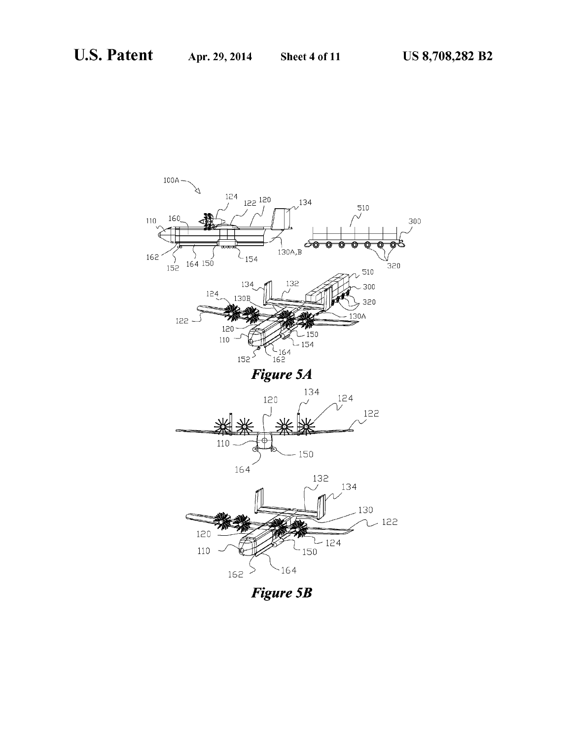*Figure 5A*

*Figure 5B*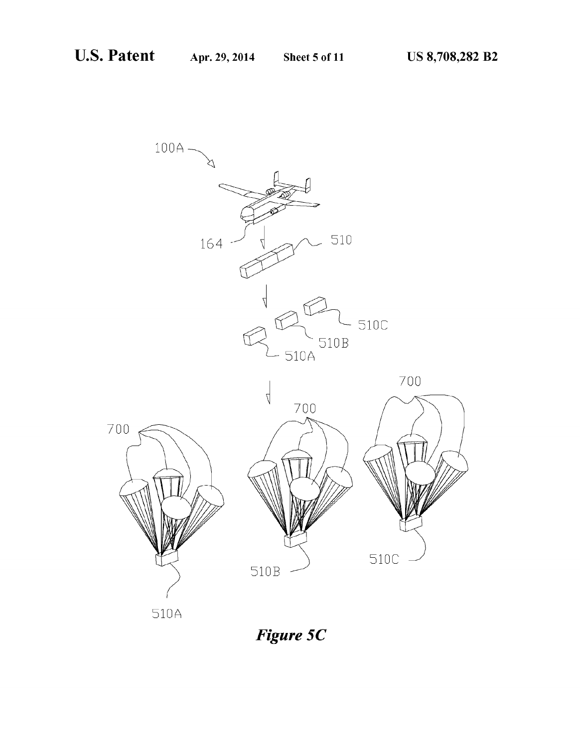*Figure 5C*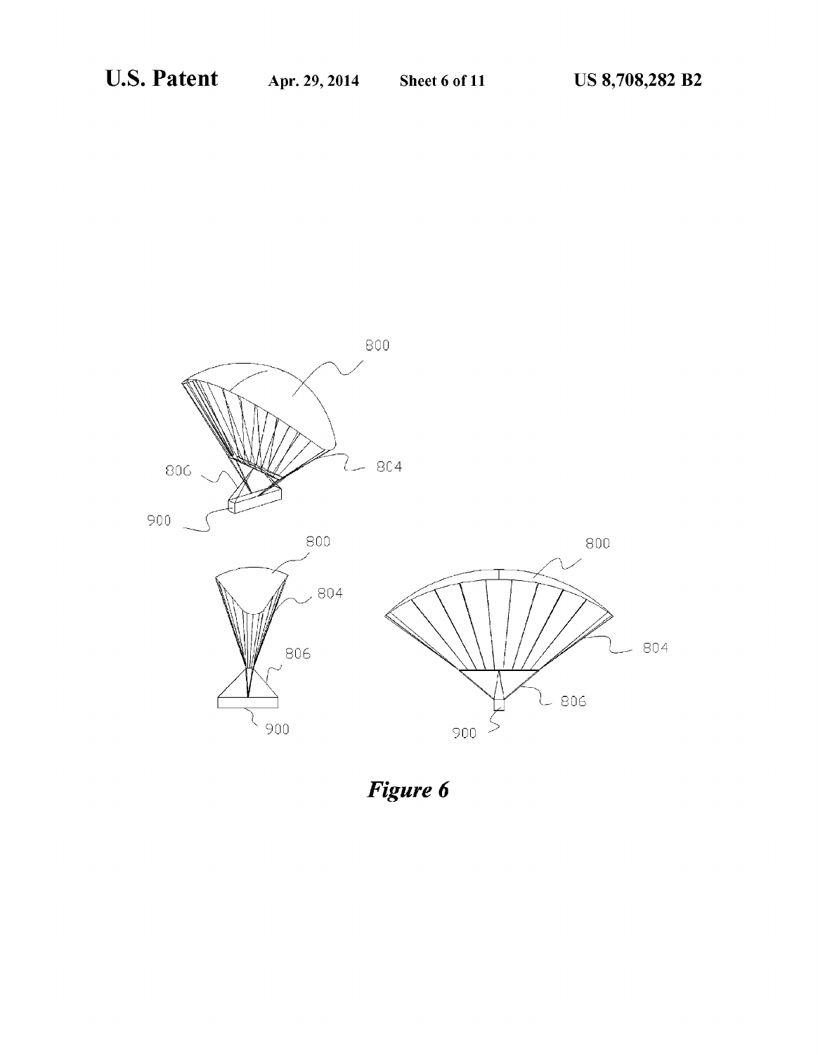*Figure 6*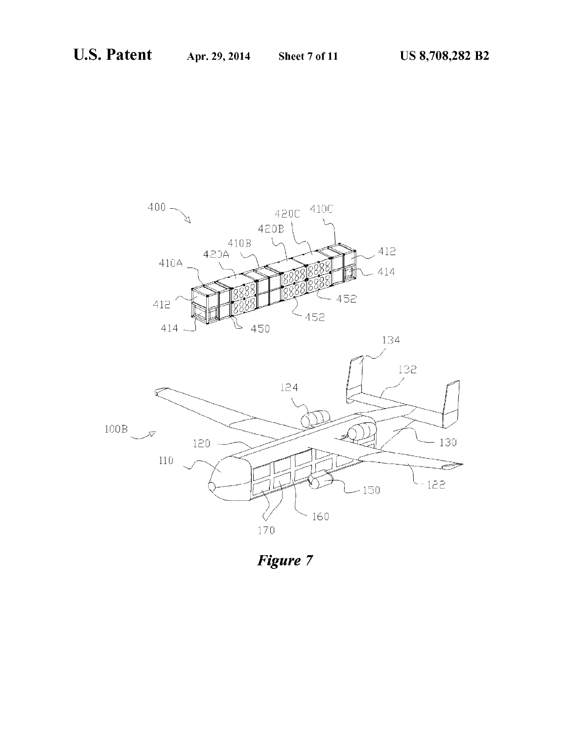*Figure 7*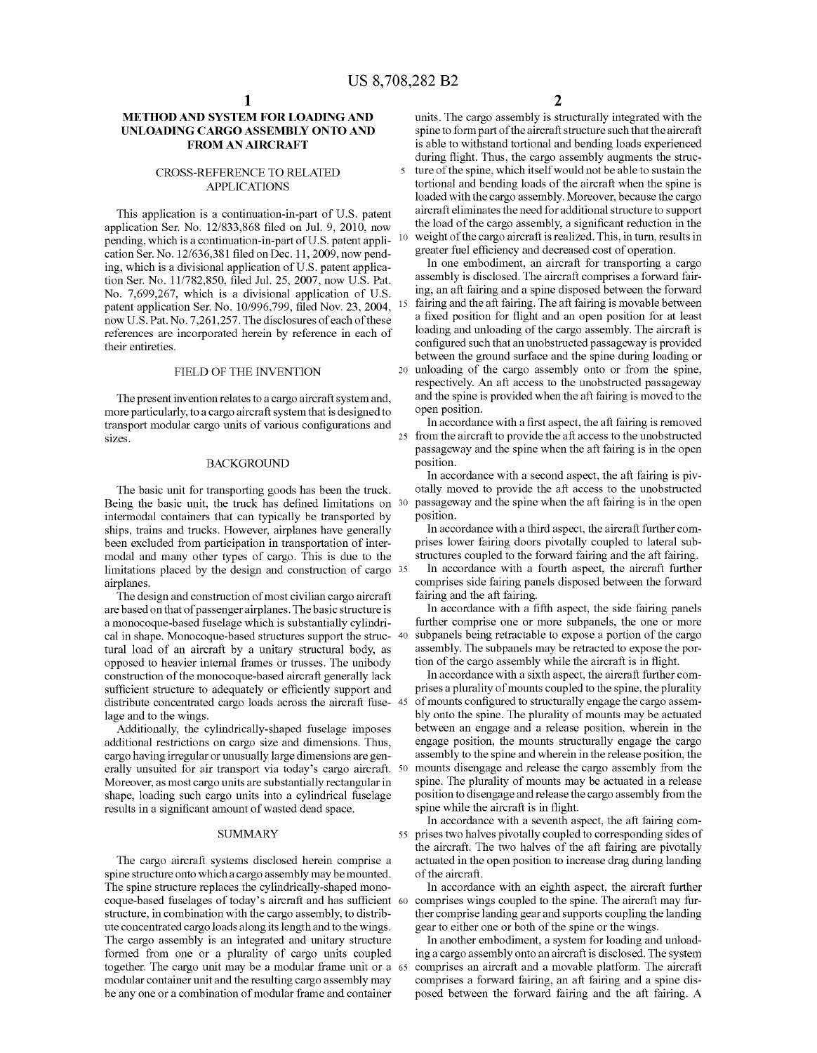# METHOD AND SYSTEM FOR LOADING AND UNLOADING CARGO ASSEMBLY ONTO AND FROM AN AIRCRAFT

## CROSS-REFERENCE TO RELATED APPLICATIONS

This application is a continuation-in-part of U.S. patent application Ser. No. 12/833,868 filed on Jul. 9, 2010, now pending, which is a continuation-in-part of U.S. patent application Ser. No. 12/636,381 filed on Dec. 11, 2009, now pending, which is a divisional application of U.S. patent application Ser. No. 11/782,850, filed Jul. 25, 2007, now U.S. Pat. No. 7,699,267, which is a divisional application of U.S. patent application Ser. No. 10/996,799, filed Nov. 23, 2004, now U.S. Pat. No. 7,261,257. The disclosures of each of these references are incorporated herein by reference in each of their entireties.

## FIELD OF THE INVENTION

The present invention relates to a cargo aircraft system and, more particularly, to a cargo aircraft system that is designed to transport modular cargo units of various configurations and sizes.

## BACKGROUND

The basic unit for transporting goods has been the truck. Being the basic unit, the truck has defined limitations on intermodal containers that can typically be transported by ships, trains and trucks. However, airplanes have generally been excluded from participation in transportation of intermodal and many other types of cargo. This is due to the limitations placed by the design and construction of cargo airplanes.

The design and construction of most civilian cargo aircraft are based on that of passenger airplanes. The basic structure is a monocoque-based fuselage which is substantially cylindrical in shape. Monocoque-based structures support the structural load of an aircraft by a unitary structural body, as opposed to heavier internal frames or trusses. The unibody construction of the monocoque-based aircraft generally lack sufficient structure to adequately or efficiently support and distribute concentrated cargo loads across the aircraft fuselage and to the wings.

Additionally, the cylindrically-shaped fuselage imposes additional restrictions on cargo size and dimensions. Thus, cargo having irregular or unusually large dimensions are generally unsuited for air transport via today's cargo aircraft. Moreover, as most cargo units are substantially rectangular in shape, loading such cargo units into a cylindrical fuselage results in a significant amount of wasted dead space.

## SUMMARY

The cargo aircraft systems disclosed herein comprise a spine structure onto which a cargo assembly may be mounted. The spine structure replaces the cylindrically-shaped monocoque-based fuselages of today's aircraft and has sufficient structure, in combination with the cargo assembly, to distribute concentrated cargo loads along its length and to the wings. The cargo assembly is an integrated and unitary structure formed from one or a plurality of cargo units coupled together. The cargo unit may be a modular frame unit or a modular container unit and the resulting cargo assembly may be any one or a combination of modular frame and container units. The cargo assembly is structurally integrated with the spine to form part of the aircraft structure such that the aircraft is able to withstand tortional and bending loads experienced during flight. Thus, the cargo assembly augments the structure of the spine, which itself would not be able to sustain the tortional and bending loads of the aircraft when the spine is loaded with the cargo assembly. Moreover, because the cargo aircraft eliminates the need for additional structure to support the load of the cargo assembly, a significant reduction in the weight of the cargo aircraft is realized. This, in turn, results in greater fuel efficiency and decreased cost of operation.

In one embodiment, an aircraft for transporting a cargo assembly is disclosed. The aircraft comprises a forward fairing, an aft fairing and a spine disposed between the forward fairing and the aft fairing. The aft fairing is movable between a fixed position for flight and an open position for at least loading and unloading of the cargo assembly. The aircraft is configured such that an unobstructed passageway is provided between the ground surface and the spine during loading or unloading of the cargo assembly onto or from the spine, respectively. An aft access to the unobstructed passageway and the spine is provided when the aft fairing is moved to the open position.

In accordance with a first aspect, the aft fairing is removed from the aircraft to provide the aft access to the unobstructed passageway and the spine when the aft fairing is in the open position.

In accordance with a second aspect, the aft fairing is pivotally moved to provide the aft access to the unobstructed passageway and the spine when the aft fairing is in the open position.

In accordance with a third aspect, the aircraft further comprises lower fairing doors pivotally coupled to lateral substructures coupled to the forward fairing and the aft fairing.

In accordance with a fourth aspect, the aircraft further comprises side fairing panels disposed between the forward fairing and the aft fairing.

In accordance with a fifth aspect, the side fairing panels further comprise one or more subpanels, the one or more subpanels being retractable to expose a portion of the cargo assembly. The subpanels may be retracted to expose the portion of the cargo assembly while the aircraft is in flight.

In accordance with a sixth aspect, the aircraft further comprises a plurality of mounts coupled to the spine, the plurality of mounts configured to structurally engage the cargo assembly onto the spine. The plurality of mounts may be actuated between an engage and a release position, wherein in the engage position, the mounts structurally engage the cargo assembly to the spine and wherein in the release position, the mounts disengage and release the cargo assembly from the spine. The plurality of mounts may be actuated in a release position to disengage and release the cargo assembly from the spine while the aircraft is in flight.

In accordance with a seventh aspect, the aft fairing comprises two halves pivotally coupled to corresponding sides of the aircraft. The two halves of the aft fairing are pivotally actuated in the open position to increase drag during landing of the aircraft.

In accordance with an eighth aspect, the aircraft further comprises wings coupled to the spine. The aircraft may further comprise landing gear and supports coupling the landing gear to either one or both of the spine or the wings.

In another embodiment, a system for loading and unloading a cargo assembly onto an aircraft is disclosed. The system comprises an aircraft and a movable platform. The aircraft comprises a forward fairing, an aft fairing and a spine disposed between the forward fairing and the aft fairing. A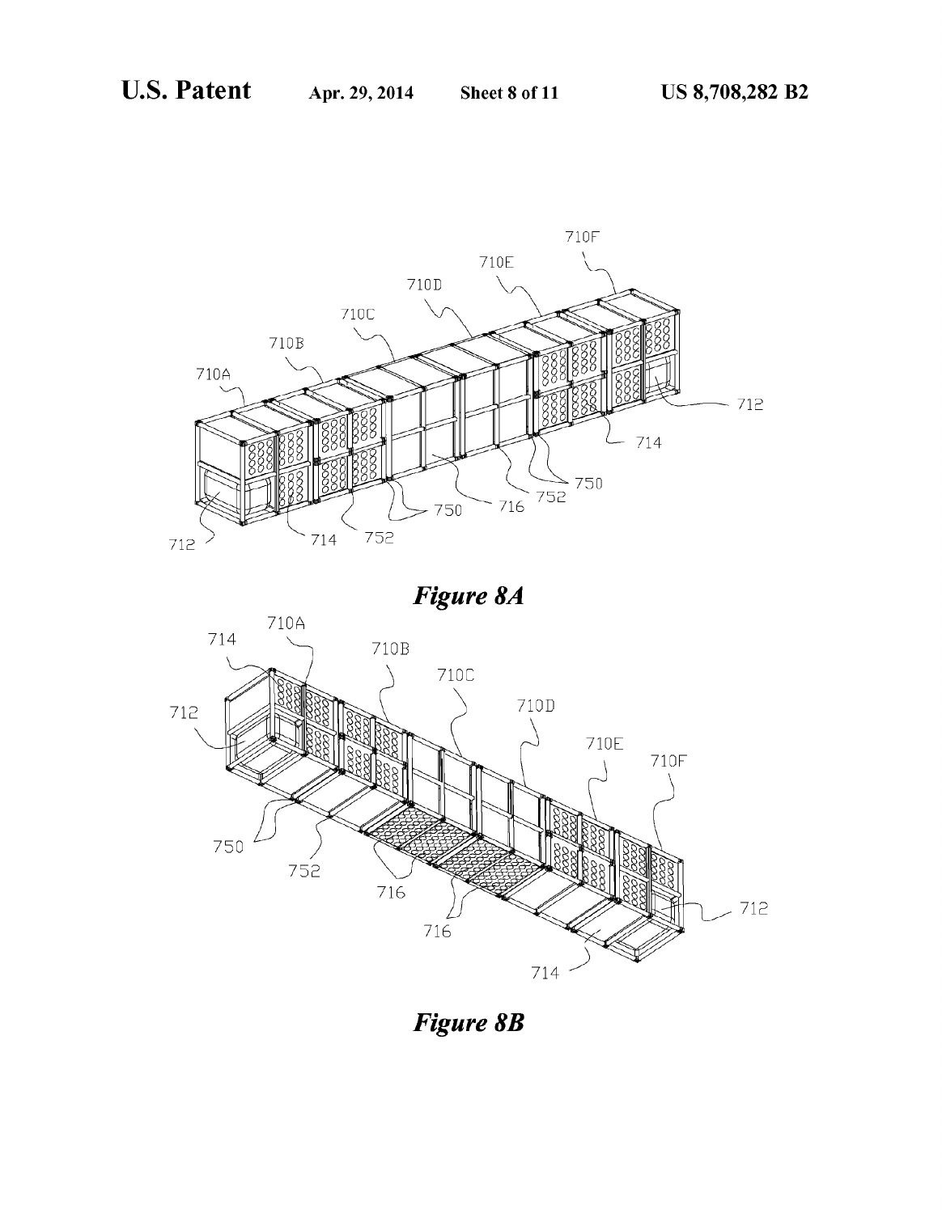*Figure 8A*

*Figure 8B*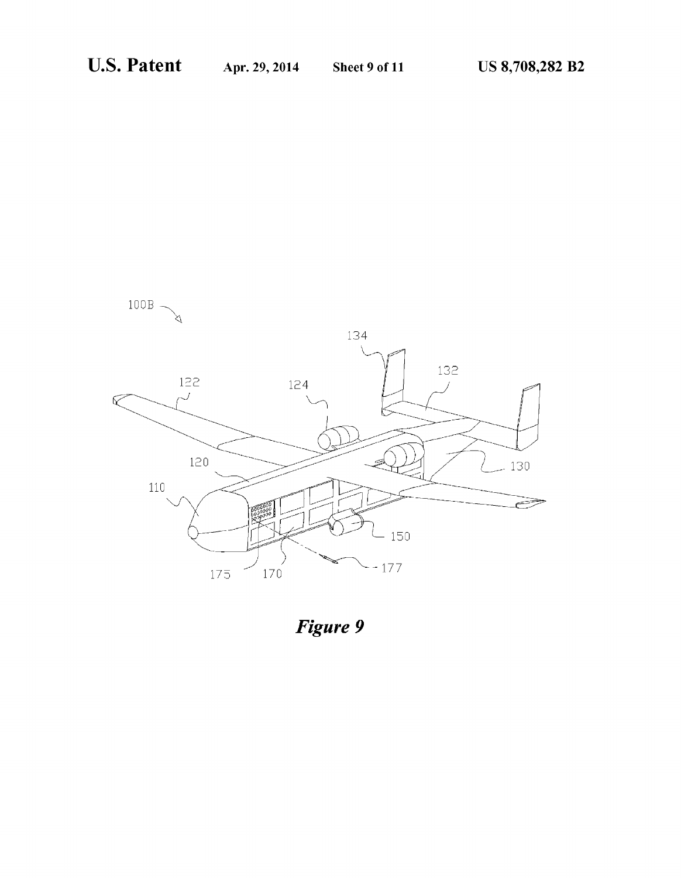*Figure 9*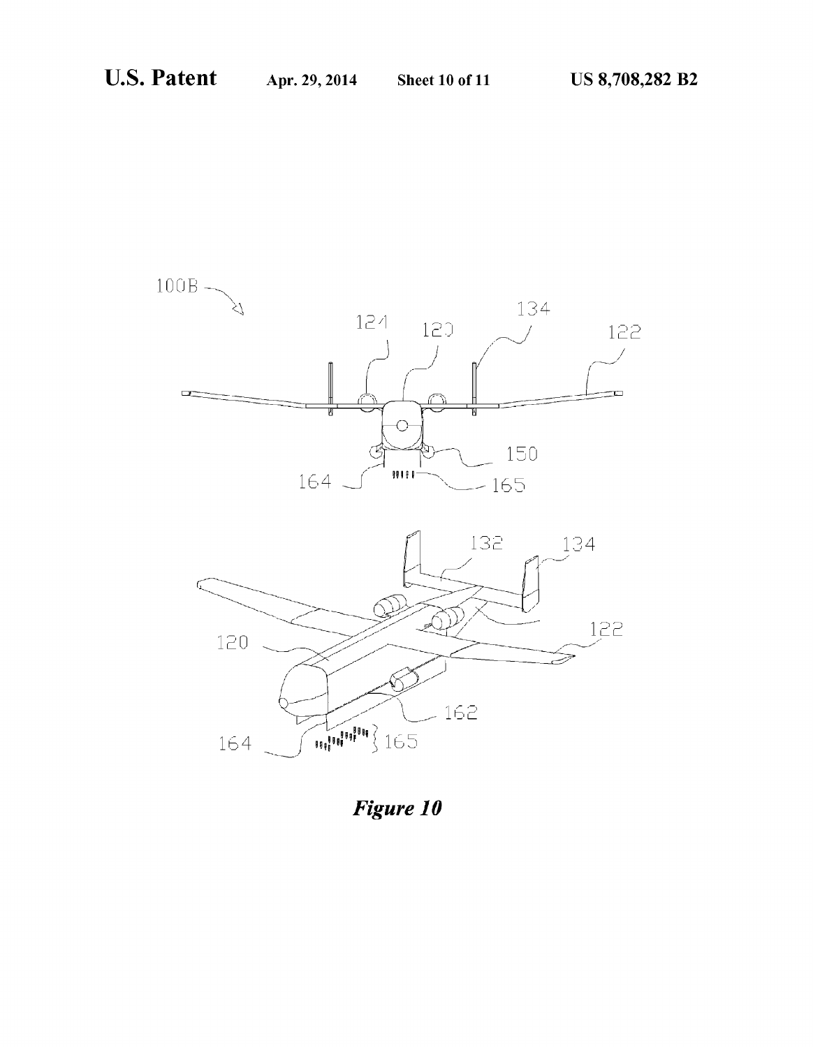100B

124 120 134 122

150

164 165

132 134

120

122

162

164 165

*Figure 10*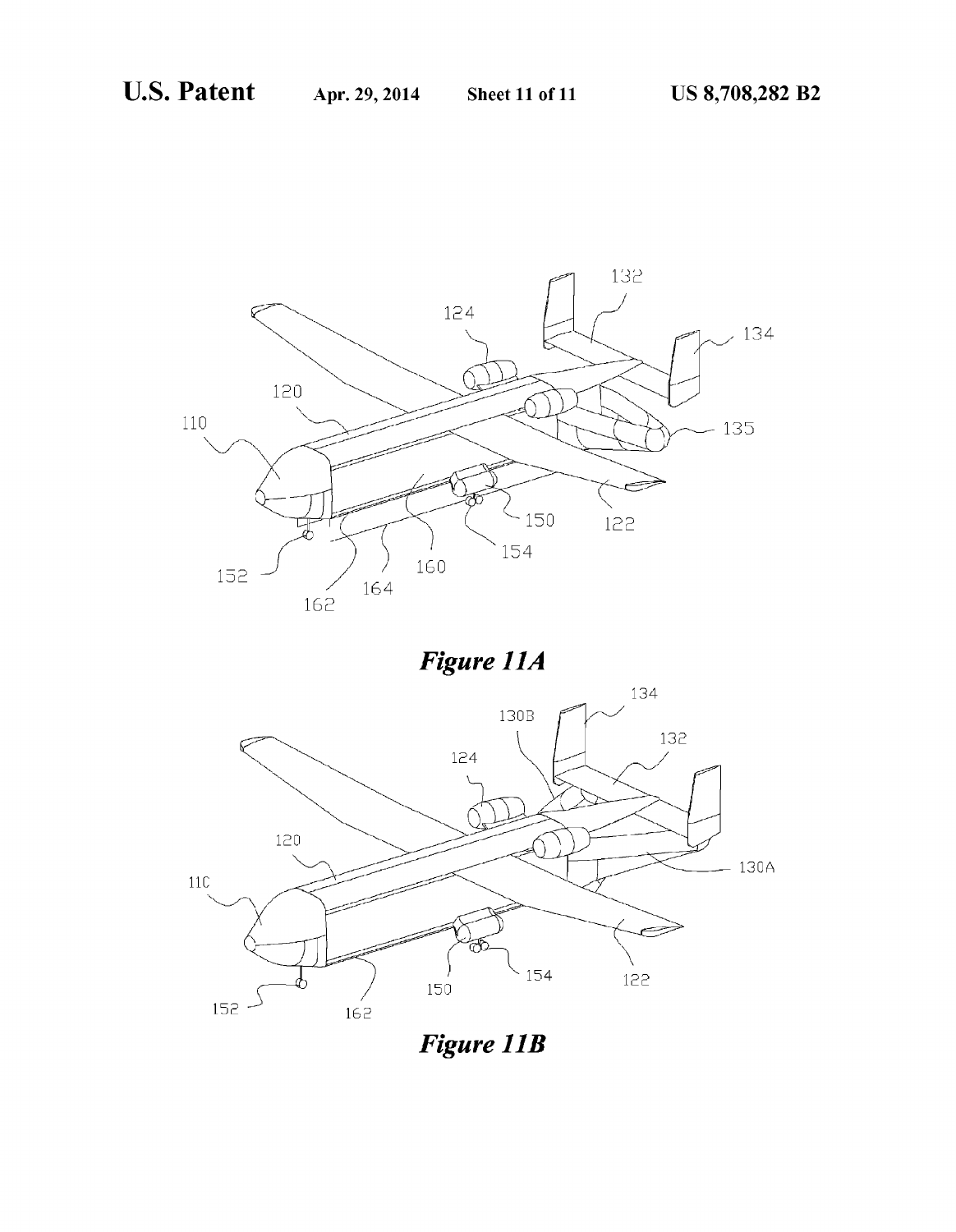*Figure 11A*

*Figure 11B*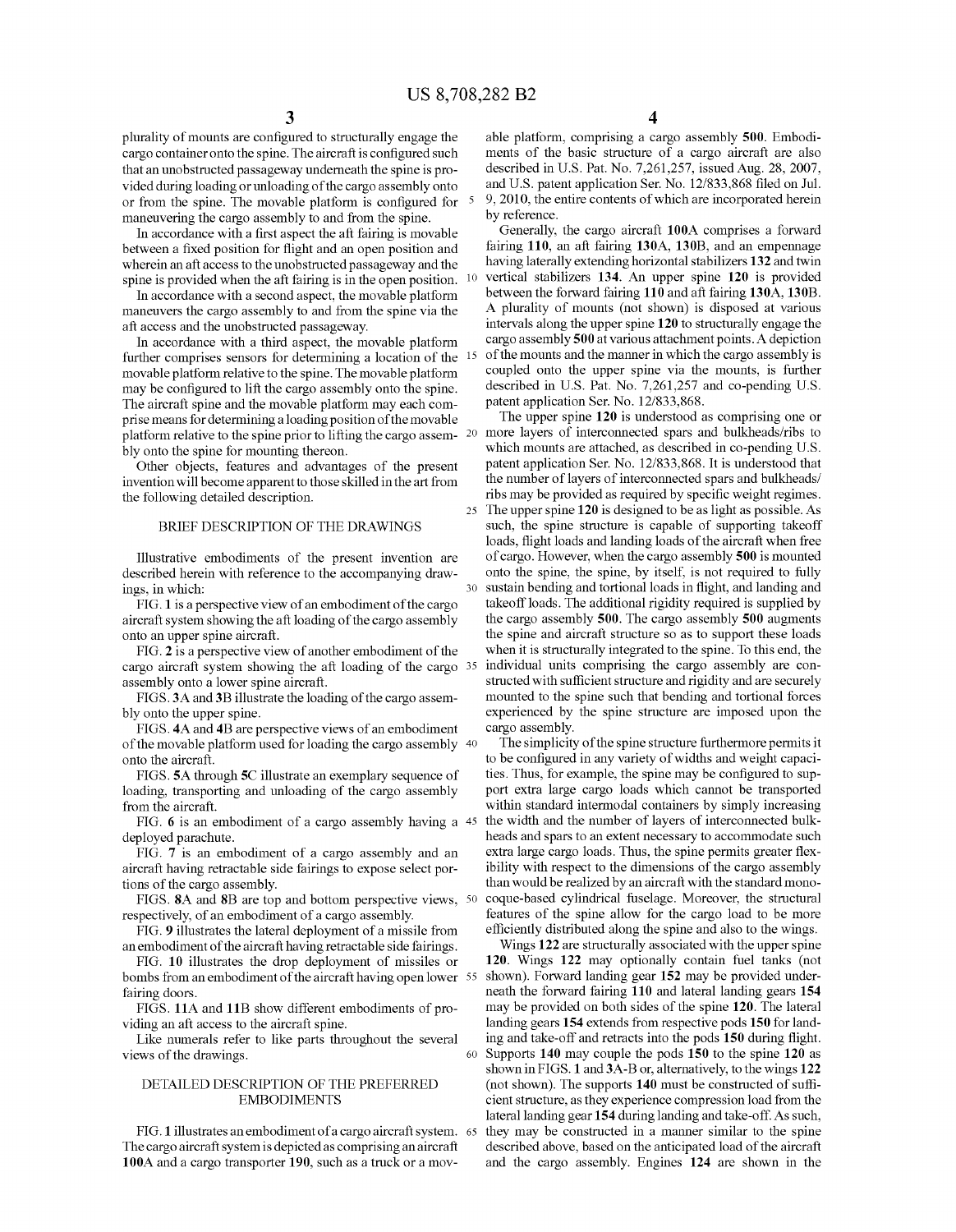plurality of mounts are configured to structurally engage the cargo container onto the spine. The aircraft is configured such that an unobstructed passageway underneath the spine is provided during loading or unloading of the cargo assembly onto or from the spine. The movable platform is configured for maneuvering the cargo assembly to and from the spine.

In accordance with a first aspect the aft fairing is movable between a fixed position for flight and an open position and wherein an aft access to the unobstructed passageway and the spine is provided when the aft fairing is in the open position.

In accordance with a second aspect, the movable platform maneuvers the cargo assembly to and from the spine via the aft access and the unobstructed passageway.

In accordance with a third aspect, the movable platform further comprises sensors for determining a location of the movable platform relative to the spine. The movable platform may be configured to lift the cargo assembly onto the spine. The aircraft spine and the movable platform may each comprise means for determining a loading position of the movable platform relative to the spine prior to lifting the cargo assembly onto the spine for mounting thereon.

Other objects, features and advantages of the present invention will become apparent to those skilled in the art from the following detailed description.

## BRIEF DESCRIPTION OF THE DRAWINGS

Illustrative embodiments of the present invention are described herein with reference to the accompanying drawings, in which:

FIG. 1 is a perspective view of an embodiment of the cargo aircraft system showing the aft loading of the cargo assembly onto an upper spine aircraft.

FIG. 2 is a perspective view of another embodiment of the cargo aircraft system showing the aft loading of the cargo assembly onto a lower spine aircraft.

FIGS. 3A and 3B illustrate the loading of the cargo assembly onto the upper spine.

FIGS. 4A and 4B are perspective views of an embodiment of the movable platform used for loading the cargo assembly onto the aircraft.

FIGS. 5A through 5C illustrate an exemplary sequence of loading, transporting and unloading of the cargo assembly from the aircraft.

FIG. 6 is an embodiment of a cargo assembly having a deployed parachute.

FIG. 7 is an embodiment of a cargo assembly and an aircraft having retractable side fairings to expose select portions of the cargo assembly.

FIGS. 8A and 8B are top and bottom perspective views, respectively, of an embodiment of a cargo assembly.

FIG. 9 illustrates the lateral deployment of a missile from an embodiment of the aircraft having retractable side fairings.

FIG. 10 illustrates the drop deployment of missiles or bombs from an embodiment of the aircraft having open lower fairing doors.

FIGS. 11A and 11B show different embodiments of providing an aft access to the aircraft spine.

Like numerals refer to like parts throughout the several views of the drawings.

## DETAILED DESCRIPTION OF THE PREFERRED EMBODIMENTS

FIG. 1 illustrates an embodiment of a cargo aircraft system. The cargo aircraft system is depicted as comprising an aircraft 100A and a cargo transporter 190, such as a truck or a movable platform, comprising a cargo assembly 500. Embodiments of the basic structure of a cargo aircraft are also described in U.S. Pat. No. 7,261,257, issued Aug. 28, 2007, and U.S. patent application Ser. No. 12/833,868 filed on Jul. 9, 2010, the entire contents of which are incorporated herein by reference.

Generally, the cargo aircraft 100A comprises a forward fairing 110, an aft fairing 130A, 130B, and an empennage having laterally extending horizontal stabilizers 132 and twin vertical stabilizers 134. An upper spine 120 is provided between the forward fairing 110 and aft fairing 130A, 130B. A plurality of mounts (not shown) is disposed at various intervals along the upper spine 120 to structurally engage the cargo assembly 500 at various attachment points. A depiction of the mounts and the manner in which the cargo assembly is coupled onto the upper spine via the mounts, is further described in U.S. Pat. No. 7,261,257 and co-pending U.S. patent application Ser. No. 12/833,868.

The upper spine 120 is understood as comprising one or more layers of interconnected spars and bulkheads/ribs to which mounts are attached, as described in co-pending U.S. patent application Ser. No. 12/833,868. It is understood that the number of layers of interconnected spars and bulkheads/ribs may be provided as required by specific weight regimes. The upper spine 120 is designed to be as light as possible. As such, the spine structure is capable of supporting takeoff loads, flight loads and landing loads of the aircraft when free of cargo. However, when the cargo assembly 500 is mounted onto the spine, the spine, by itself, is not required to fully sustain bending and tortional loads in flight, and landing and takeoff loads. The additional rigidity required is supplied by the cargo assembly 500. The cargo assembly 500 augments the spine and aircraft structure so as to support these loads when it is structurally integrated to the spine. To this end, the individual units comprising the cargo assembly are constructed with sufficient structure and rigidity and are securely mounted to the spine such that bending and tortional forces experienced by the spine structure are imposed upon the cargo assembly.

The simplicity of the spine structure furthermore permits it to be configured in any variety of widths and weight capacities. Thus, for example, the spine may be configured to support extra large cargo loads which cannot be transported within standard intermodal containers by simply increasing the width and the number of layers of interconnected bulkheads and spars to an extent necessary to accommodate such extra large cargo loads. Thus, the spine permits greater flexibility with respect to the dimensions of the cargo assembly than would be realized by an aircraft with the standard monocoque-based cylindrical fuselage. Moreover, the structural features of the spine allow for the cargo load to be more efficiently distributed along the spine and also to the wings.

Wings 122 are structurally associated with the upper spine 120. Wings 122 may optionally contain fuel tanks (not shown). Forward landing gear 152 may be provided underneath the forward fairing 110 and lateral landing gears 154 may be provided on both sides of the spine 120. The lateral landing gears 154 extends from respective pods 150 for landing and take-off and retracts into the pods 150 during flight. Supports 140 may couple the pods 150 to the spine 120 as shown in FIGS. 1 and 3A-B or, alternatively, to the wings 122 (not shown). The supports 140 must be constructed of sufficient structure, as they experience compression load from the lateral landing gear 154 during landing and take-off. As such, they may be constructed in a manner similar to the spine described above, based on the anticipated load of the aircraft and the cargo assembly. Engines 124 are shown in the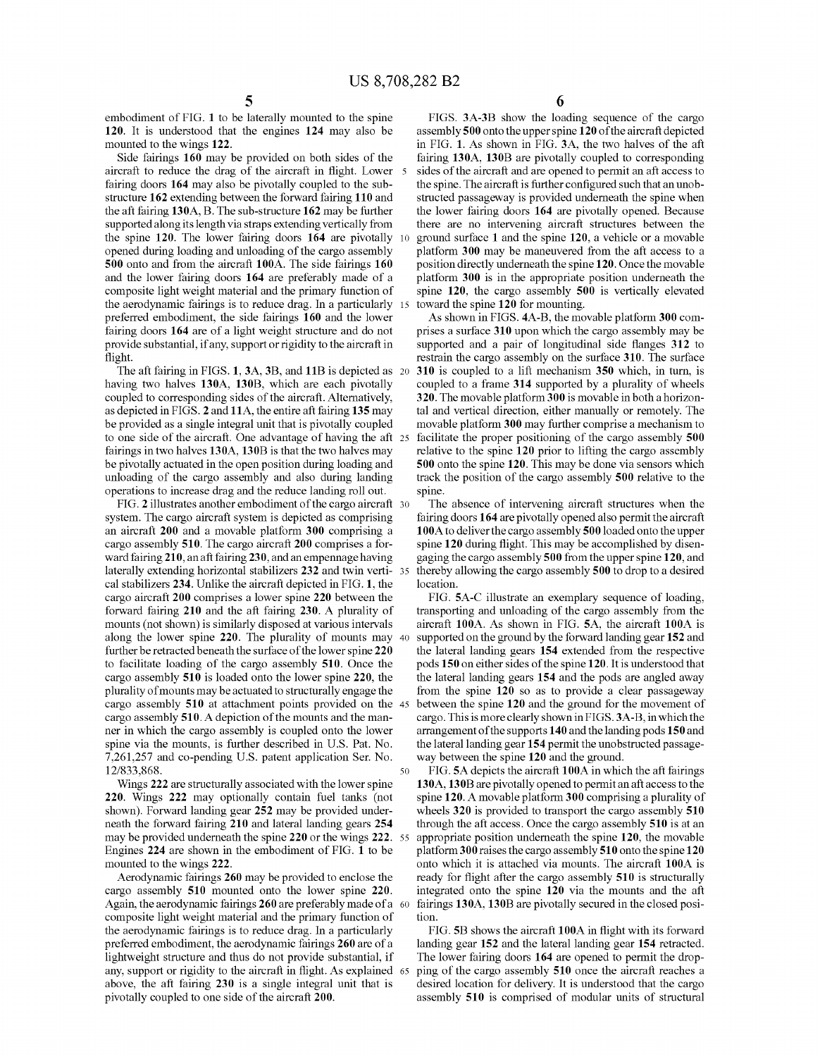embodiment of FIG. 1 to be laterally mounted to the spine 120. It is understood that the engines 124 may also be mounted to the wings 122.

Side fairings 160 may be provided on both sides of the aircraft to reduce the drag of the aircraft in flight. Lower fairing doors 164 may also be pivotally coupled to the sub-structure 162 extending between the forward fairing 110 and the aft fairing 130A, B. The sub-structure 162 may be further supported along its length via straps extending vertically from the spine 120. The lower fairing doors 164 are pivotally opened during loading and unloading of the cargo assembly 500 onto and from the aircraft 100A. The side fairings 160 and the lower fairing doors 164 are preferably made of a composite light weight material and the primary function of the aerodynamic fairings is to reduce drag. In a particularly preferred embodiment, the side fairings 160 and the lower fairing doors 164 are of a light weight structure and do not provide substantial, if any, support or rigidity to the aircraft in flight.

The aft fairing in FIGS. 1, 3A, 3B, and 11B is depicted as having two halves 130A, 130B, which are each pivotally coupled to corresponding sides of the aircraft. Alternatively, as depicted in FIGS. 2 and 11A, the entire aft fairing 135 may be provided as a single integral unit that is pivotally coupled to one side of the aircraft. One advantage of having the aft fairings in two halves 130A, 130B is that the two halves may be pivotally actuated in the open position during loading and unloading of the cargo assembly and also during landing operations to increase drag and the reduce landing roll out.

FIG. 2 illustrates another embodiment of the cargo aircraft system. The cargo aircraft system is depicted as comprising an aircraft 200 and a movable platform 300 comprising a cargo assembly 510. The cargo aircraft 200 comprises a forward fairing 210, an aft fairing 230, and an empennage having laterally extending horizontal stabilizers 232 and twin vertical stabilizers 234. Unlike the aircraft depicted in FIG. 1, the cargo aircraft 200 comprises a lower spine 220 between the forward fairing 210 and the aft fairing 230. A plurality of mounts (not shown) is similarly disposed at various intervals along the lower spine 220. The plurality of mounts may further be retracted beneath the surface of the lower spine 220 to facilitate loading of the cargo assembly 510. Once the cargo assembly 510 is loaded onto the lower spine 220, the plurality of mounts may be actuated to structurally engage the cargo assembly 510 at attachment points provided on the cargo assembly 510. A depiction of the mounts and the manner in which the cargo assembly is coupled onto the lower spine via the mounts, is further described in U.S. Pat. No. 7,261,257 and co-pending U.S. patent application Ser. No. 12/833,868.

Wings 222 are structurally associated with the lower spine 220. Wings 222 may optionally contain fuel tanks (not shown). Forward landing gear 252 may be provided underneath the forward fairing 210 and lateral landing gears 254 may be provided underneath the spine 220 or the wings 222. Engines 224 are shown in the embodiment of FIG. 1 to be mounted to the wings 222.

Aerodynamic fairings 260 may be provided to enclose the cargo assembly 510 mounted onto the lower spine 220. Again, the aerodynamic fairings 260 are preferably made of a composite light weight material and the primary function of the aerodynamic fairings is to reduce drag. In a particularly preferred embodiment, the aerodynamic fairings 260 are of a lightweight structure and thus do not provide substantial, if any, support or rigidity to the aircraft in flight. As explained above, the aft fairing 230 is a single integral unit that is pivotally coupled to one side of the aircraft 200.

FIGS. 3A-3B show the loading sequence of the cargo assembly 500 onto the upper spine 120 of the aircraft depicted in FIG. 1. As shown in FIG. 3A, the two halves of the aft fairing 130A, 130B are pivotally coupled to corresponding sides of the aircraft and are opened to permit an aft access to the spine. The aircraft is further configured such that an unobstructed passageway is provided underneath the spine when the lower fairing doors 164 are pivotally opened. Because there are no intervening aircraft structures between the ground surface 1 and the spine 120, a vehicle or a movable platform 300 may be maneuvered from the aft access to a position directly underneath the spine 120. Once the movable platform 300 is in the appropriate position underneath the spine 120, the cargo assembly 500 is vertically elevated toward the spine 120 for mounting.

As shown in FIGS. 4A-B, the movable platform 300 comprises a surface 310 upon which the cargo assembly may be supported and a pair of longitudinal side flanges 312 to restrain the cargo assembly on the surface 310. The surface 310 is coupled to a lift mechanism 350 which, in turn, is coupled to a frame 314 supported by a plurality of wheels 320. The movable platform 300 is movable in both a horizontal and vertical direction, either manually or remotely. The movable platform 300 may further comprise a mechanism to facilitate the proper positioning of the cargo assembly 500 relative to the spine 120 prior to lifting the cargo assembly 500 onto the spine 120. This may be done via sensors which track the position of the cargo assembly 500 relative to the spine.

The absence of intervening aircraft structures when the fairing doors 164 are pivotally opened also permit the aircraft 100A to deliver the cargo assembly 500 loaded onto the upper spine 120 during flight. This may be accomplished by disengaging the cargo assembly 500 from the upper spine 120, and thereby allowing the cargo assembly 500 to drop to a desired location.

FIG. 5A-C illustrate an exemplary sequence of loading, transporting and unloading of the cargo assembly from the aircraft 100A. As shown in FIG. 5A, the aircraft 100A is supported on the ground by the forward landing gear 152 and the lateral landing gears 154 extended from the respective pods 150 on either sides of the spine 120. It is understood that the lateral landing gears 154 and the pods are angled away from the spine 120 so as to provide a clear passageway between the spine 120 and the ground for the movement of cargo. This is more clearly shown in FIGS. 3A-B, in which the arrangement of the supports 140 and the landing pods 150 and the lateral landing gear 154 permit the unobstructed passageway between the spine 120 and the ground.

FIG. 5A depicts the aircraft 100A in which the aft fairings 130A, 130B are pivotally opened to permit an aft access to the spine 120. A movable platform 300 comprising a plurality of wheels 320 is provided to transport the cargo assembly 510 through the aft access. Once the cargo assembly 510 is at an appropriate position underneath the spine 120, the movable platform 300 raises the cargo assembly 510 onto the spine 120 onto which it is attached via mounts. The aircraft 100A is ready for flight after the cargo assembly 510 is structurally integrated onto the spine 120 via the mounts and the aft fairings 130A, 130B are pivotally secured in the closed position.

FIG. 5B shows the aircraft 100A in flight with its forward landing gear 152 and the lateral landing gear 154 retracted. The lower fairing doors 164 are opened to permit the dropping of the cargo assembly 510 once the aircraft reaches a desired location for delivery. It is understood that the cargo assembly 510 is comprised of modular units of structural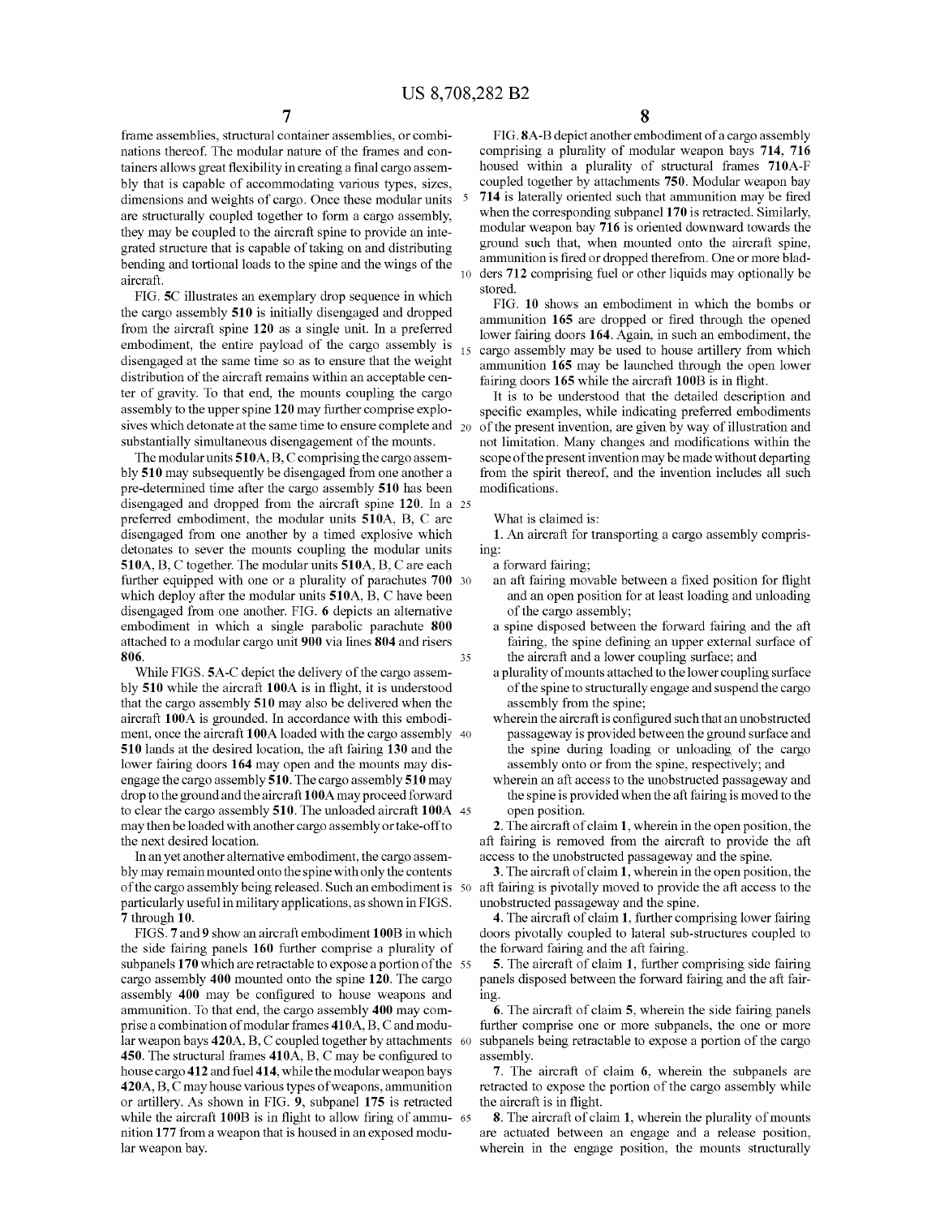frame assemblies, structural container assemblies, or combinations thereof. The modular nature of the frames and containers allows great flexibility in creating a final cargo assembly that is capable of accommodating various types, sizes, dimensions and weights of cargo. Once these modular units are structurally coupled together to form a cargo assembly, they may be coupled to the aircraft spine to provide an integrated structure that is capable of taking on and distributing bending and tortional loads to the spine and the wings of the aircraft.

FIG. 5C illustrates an exemplary drop sequence in which the cargo assembly 510 is initially disengaged and dropped from the aircraft spine 120 as a single unit. In a preferred embodiment, the entire payload of the cargo assembly is disengaged at the same time so as to ensure that the weight distribution of the aircraft remains within an acceptable center of gravity. To that end, the mounts coupling the cargo assembly to the upper spine 120 may further comprise explosives which detonate at the same time to ensure complete and substantially simultaneous disengagement of the mounts.

The modular units 510A, B, C comprising the cargo assembly 510 may subsequently be disengaged from one another a pre-determined time after the cargo assembly 510 has been disengaged and dropped from the aircraft spine 120. In a preferred embodiment, the modular units 510A, B, C are disengaged from one another by a timed explosive which detonates to sever the mounts coupling the modular units 510A, B, C together. The modular units 510A, B, C are each further equipped with one or a plurality of parachutes 700 which deploy after the modular units 510A, B, C have been disengaged from one another. FIG. 6 depicts an alternative embodiment in which a single parabolic parachute 800 attached to a modular cargo unit 900 via lines 804 and risers 806.

While FIGS. 5A-C depict the delivery of the cargo assembly 510 while the aircraft 100A is in flight, it is understood that the cargo assembly 510 may also be delivered when the aircraft 100A is grounded. In accordance with this embodiment, once the aircraft 100A loaded with the cargo assembly 510 lands at the desired location, the aft fairing 130 and the lower fairing doors 164 may open and the mounts may disengage the cargo assembly 510. The cargo assembly 510 may drop to the ground and the aircraft 100A may proceed forward to clear the cargo assembly 510. The unloaded aircraft 100A may then be loaded with another cargo assembly or take-off to the next desired location.

In an yet another alternative embodiment, the cargo assembly may remain mounted onto the spine with only the contents of the cargo assembly being released. Such an embodiment is particularly useful in military applications, as shown in FIGS. 7 through 10.

FIGS. 7 and 9 show an aircraft embodiment 100B in which the side fairing panels 160 further comprise a plurality of subpanels 170 which are retractable to expose a portion of the cargo assembly 400 mounted onto the spine 120. The cargo assembly 400 may be configured to house weapons and ammunition. To that end, the cargo assembly 400 may comprise a combination of modular frames 410A, B, C and modular weapon bays 420A, B, C coupled together by attachments 450. The structural frames 410A, B, C may be configured to house cargo 412 and fuel 414, while the modular weapon bays 420A, B, C may house various types of weapons, ammunition or artillery. As shown in FIG. 9, subpanel 175 is retracted while the aircraft 100B is in flight to allow firing of ammunition 177 from a weapon that is housed in an exposed modular weapon bay.

FIG. 8A-B depict another embodiment of a cargo assembly comprising a plurality of modular weapon bays 714, 716 housed within a plurality of structural frames 710A-F coupled together by attachments 750. Modular weapon bay 714 is laterally oriented such that ammunition may be fired when the corresponding subpanel 170 is retracted. Similarly, modular weapon bay 716 is oriented downward towards the ground such that, when mounted onto the aircraft spine, ammunition is fired or dropped therefrom. One or more bladders 712 comprising fuel or other liquids may optionally be stored.

FIG. 10 shows an embodiment in which the bombs or ammunition 165 are dropped or fired through the opened lower fairing doors 164. Again, in such an embodiment, the cargo assembly may be used to house artillery from which ammunition 165 may be launched through the open lower fairing doors 165 while the aircraft 100B is in flight.

It is to be understood that the detailed description and specific examples, while indicating preferred embodiments of the present invention, are given by way of illustration and not limitation. Many changes and modifications within the scope of the present invention may be made without departing from the spirit thereof, and the invention includes all such modifications.

What is claimed is:

1. An aircraft for transporting a cargo assembly comprising:
   - a forward fairing;
   - an aft fairing movable between a fixed position for flight and an open position for at least loading and unloading of the cargo assembly;
   - a spine disposed between the forward fairing and the aft fairing, the spine defining an upper external surface of the aircraft and a lower coupling surface; and
   - a plurality of mounts attached to the lower coupling surface of the spine to structurally engage and suspend the cargo assembly from the spine;
   - wherein the aircraft is configured such that an unobstructed passageway is provided between the ground surface and the spine during loading or unloading of the cargo assembly onto or from the spine, respectively; and
   - wherein an aft access to the unobstructed passageway and the spine is provided when the aft fairing is moved to the open position.

2. The aircraft of claim 1, wherein in the open position, the aft fairing is removed from the aircraft to provide the aft access to the unobstructed passageway and the spine.

3. The aircraft of claim 1, wherein in the open position, the aft fairing is pivotally moved to provide the aft access to the unobstructed passageway and the spine.

4. The aircraft of claim 1, further comprising lower fairing doors pivotally coupled to lateral sub-structures coupled to the forward fairing and the aft fairing.

5. The aircraft of claim 1, further comprising side fairing panels disposed between the forward fairing and the aft fairing.

6. The aircraft of claim 5, wherein the side fairing panels further comprise one or more subpanels, the one or more subpanels being retractable to expose a portion of the cargo assembly.

7. The aircraft of claim 6, wherein the subpanels are retracted to expose the portion of the cargo assembly while the aircraft is in flight.

8. The aircraft of claim 1, wherein the plurality of mounts are actuated between an engage and a release position, wherein in the engage position, the mounts structurally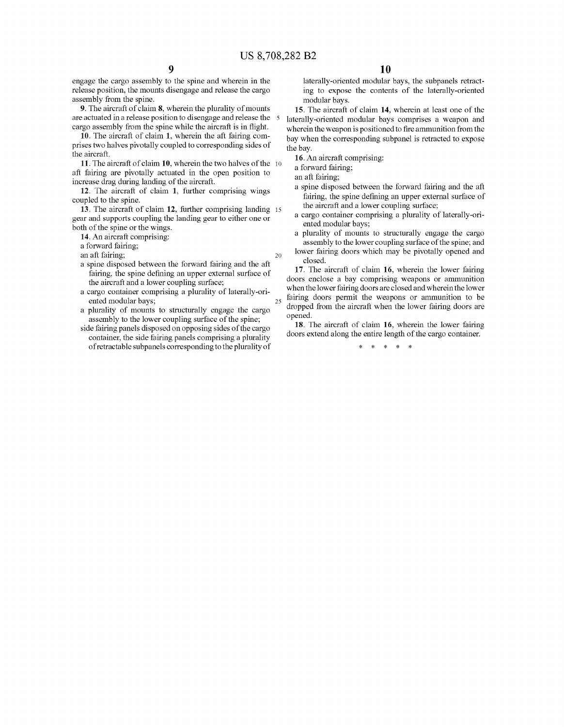engage the cargo assembly to the spine and wherein in the release position, the mounts disengage and release the cargo assembly from the spine.

**9**. The aircraft of claim **8**, wherein the plurality of mounts are actuated in a release position to disengage and release the cargo assembly from the spine while the aircraft is in flight.

**10**. The aircraft of claim **1**, wherein the aft fairing comprises two halves pivotally coupled to corresponding sides of the aircraft.

**11**. The aircraft of claim **10**, wherein the two halves of the aft fairing are pivotally actuated in the open position to increase drag during landing of the aircraft.

**12**. The aircraft of claim **1**, further comprising wings coupled to the spine.

**13**. The aircraft of claim **12**, further comprising landing gear and supports coupling the landing gear to either one or both of the spine or the wings.

**14**. An aircraft comprising:

a forward fairing;

an aft fairing;

a spine disposed between the forward fairing and the aft fairing, the spine defining an upper external surface of the aircraft and a lower coupling surface;

a cargo container comprising a plurality of laterally-oriented modular bays;

a plurality of mounts to structurally engage the cargo assembly to the lower coupling surface of the spine;

side fairing panels disposed on opposing sides of the cargo container, the side fairing panels comprising a plurality of retractable subpanels corresponding to the plurality of laterally-oriented modular bays, the subpanels retracting to expose the contents of the laterally-oriented modular bays.

**15**. The aircraft of claim **14**, wherein at least one of the laterally-oriented modular bays comprises a weapon and wherein the weapon is positioned to fire ammunition from the bay when the corresponding subpanel is retracted to expose the bay.

**16**. An aircraft comprising:

a forward fairing;

an aft fairing;

a spine disposed between the forward fairing and the aft fairing, the spine defining an upper external surface of the aircraft and a lower coupling surface;

a cargo container comprising a plurality of laterally-oriented modular bays;

a plurality of mounts to structurally engage the cargo assembly to the lower coupling surface of the spine; and

lower fairing doors which may be pivotally opened and closed.

**17**. The aircraft of claim **16**, wherein the lower fairing doors enclose a bay comprising weapons or ammunition when the lower fairing doors are closed and wherein the lower fairing doors permit the weapons or ammunition to be dropped from the aircraft when the lower fairing doors are opened.

**18**. The aircraft of claim **16**, wherein the lower fairing doors extend along the entire length of the cargo container.

* * * * *